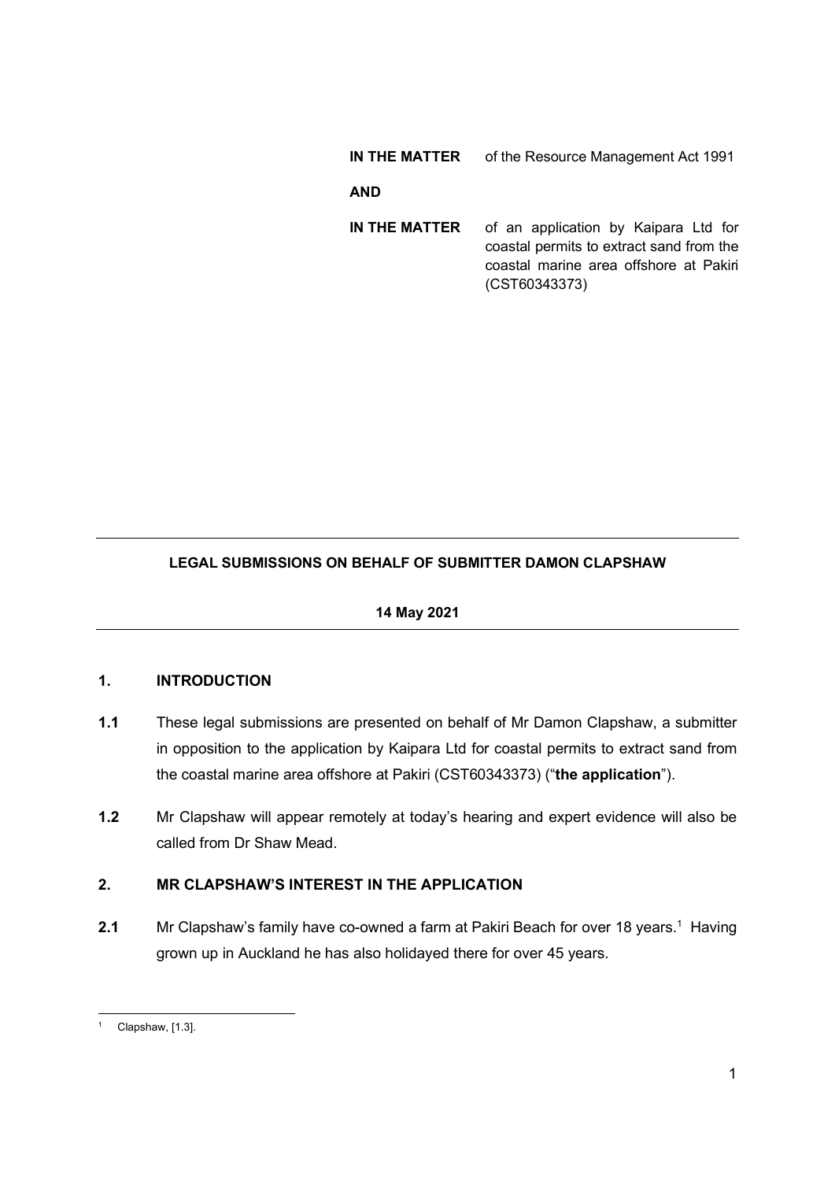| | |
|---|---|
| **IN THE MATTER** | of the Resource Management Act 1991 |
| **AND** | |
| **IN THE MATTER** | of an application by Kaipara Ltd for coastal permits to extract sand from the coastal marine area offshore at Pakiri (CST60343373) |

---

**LEGAL SUBMISSIONS ON BEHALF OF SUBMITTER DAMON CLAPSHAW**

**14 May 2021**

---

## 1. INTRODUCTION

**1.1** These legal submissions are presented on behalf of Mr Damon Clapshaw, a submitter in opposition to the application by Kaipara Ltd for coastal permits to extract sand from the coastal marine area offshore at Pakiri (CST60343373) ("**the application**").

**1.2** Mr Clapshaw will appear remotely at today's hearing and expert evidence will also be called from Dr Shaw Mead.

## 2. MR CLAPSHAW'S INTEREST IN THE APPLICATION

**2.1** Mr Clapshaw's family have co-owned a farm at Pakiri Beach for over 18 years.[1] Having grown up in Auckland he has also holidayed there for over 45 years.

[1] Clapshaw, [1.3].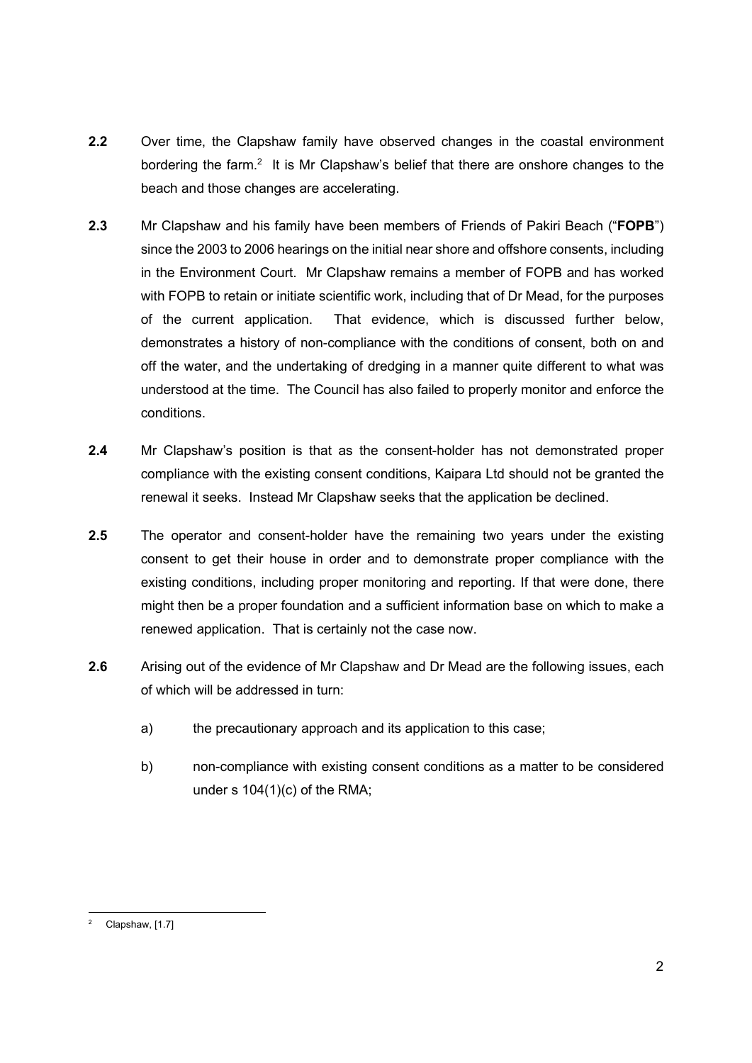**2.2** Over time, the Clapshaw family have observed changes in the coastal environment bordering the farm.[2] It is Mr Clapshaw's belief that there are onshore changes to the beach and those changes are accelerating.

**2.3** Mr Clapshaw and his family have been members of Friends of Pakiri Beach ("**FOPB**") since the 2003 to 2006 hearings on the initial near shore and offshore consents, including in the Environment Court. Mr Clapshaw remains a member of FOPB and has worked with FOPB to retain or initiate scientific work, including that of Dr Mead, for the purposes of the current application. That evidence, which is discussed further below, demonstrates a history of non-compliance with the conditions of consent, both on and off the water, and the undertaking of dredging in a manner quite different to what was understood at the time. The Council has also failed to properly monitor and enforce the conditions.

**2.4** Mr Clapshaw's position is that as the consent-holder has not demonstrated proper compliance with the existing consent conditions, Kaipara Ltd should not be granted the renewal it seeks. Instead Mr Clapshaw seeks that the application be declined.

**2.5** The operator and consent-holder have the remaining two years under the existing consent to get their house in order and to demonstrate proper compliance with the existing conditions, including proper monitoring and reporting. If that were done, there might then be a proper foundation and a sufficient information base on which to make a renewed application. That is certainly not the case now.

**2.6** Arising out of the evidence of Mr Clapshaw and Dr Mead are the following issues, each of which will be addressed in turn:

a) the precautionary approach and its application to this case;

b) non-compliance with existing consent conditions as a matter to be considered under s 104(1)(c) of the RMA;

---

[2] Clapshaw, [1.7]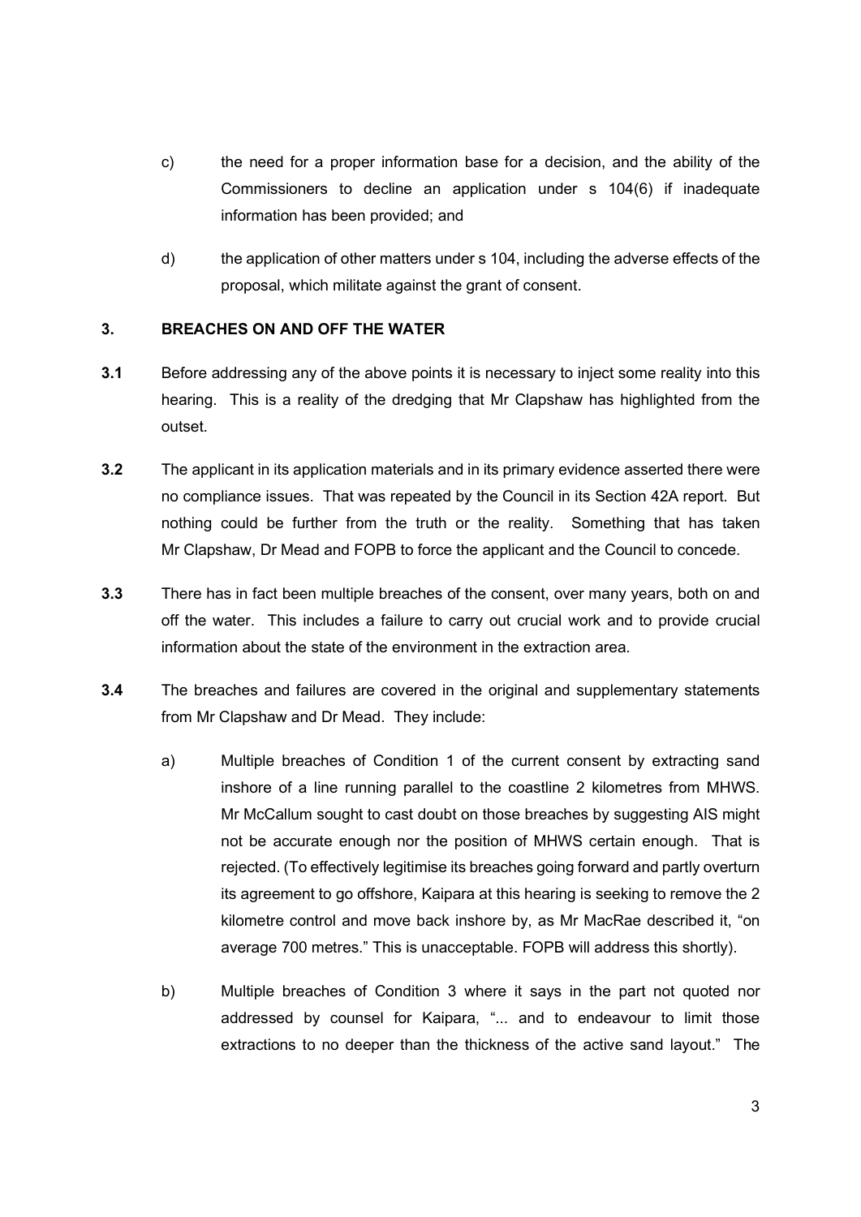c) the need for a proper information base for a decision, and the ability of the Commissioners to decline an application under s 104(6) if inadequate information has been provided; and

d) the application of other matters under s 104, including the adverse effects of the proposal, which militate against the grant of consent.

## 3. BREACHES ON AND OFF THE WATER

**3.1** Before addressing any of the above points it is necessary to inject some reality into this hearing. This is a reality of the dredging that Mr Clapshaw has highlighted from the outset.

**3.2** The applicant in its application materials and in its primary evidence asserted there were no compliance issues. That was repeated by the Council in its Section 42A report. But nothing could be further from the truth or the reality. Something that has taken Mr Clapshaw, Dr Mead and FOPB to force the applicant and the Council to concede.

**3.3** There has in fact been multiple breaches of the consent, over many years, both on and off the water. This includes a failure to carry out crucial work and to provide crucial information about the state of the environment in the extraction area.

**3.4** The breaches and failures are covered in the original and supplementary statements from Mr Clapshaw and Dr Mead. They include:

a) Multiple breaches of Condition 1 of the current consent by extracting sand inshore of a line running parallel to the coastline 2 kilometres from MHWS. Mr McCallum sought to cast doubt on those breaches by suggesting AIS might not be accurate enough nor the position of MHWS certain enough. That is rejected. (To effectively legitimise its breaches going forward and partly overturn its agreement to go offshore, Kaipara at this hearing is seeking to remove the 2 kilometre control and move back inshore by, as Mr MacRae described it, "on average 700 metres." This is unacceptable. FOPB will address this shortly).

b) Multiple breaches of Condition 3 where it says in the part not quoted nor addressed by counsel for Kaipara, "... and to endeavour to limit those extractions to no deeper than the thickness of the active sand layout." The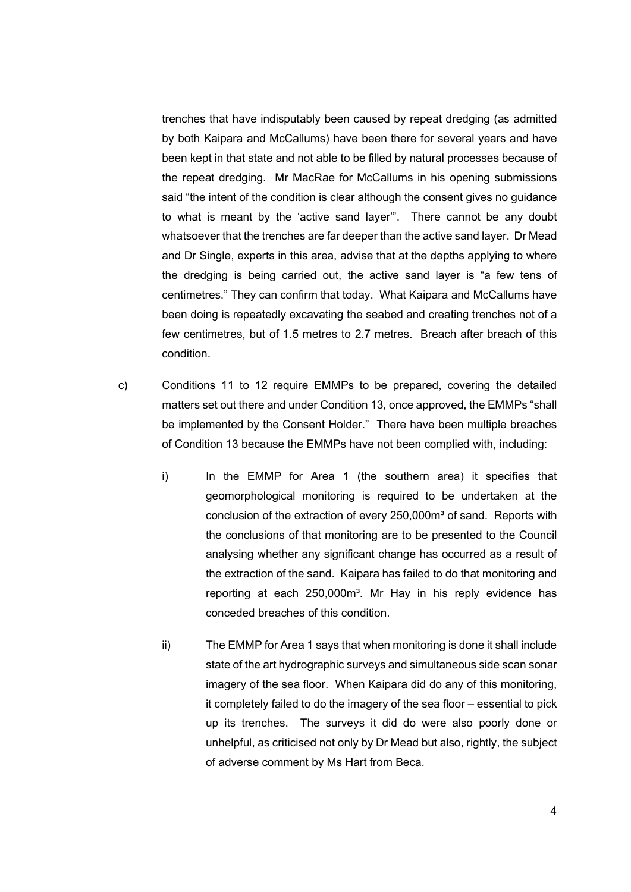trenches that have indisputably been caused by repeat dredging (as admitted by both Kaipara and McCallums) have been there for several years and have been kept in that state and not able to be filled by natural processes because of the repeat dredging. Mr MacRae for McCallums in his opening submissions said "the intent of the condition is clear although the consent gives no guidance to what is meant by the 'active sand layer'". There cannot be any doubt whatsoever that the trenches are far deeper than the active sand layer. Dr Mead and Dr Single, experts in this area, advise that at the depths applying to where the dredging is being carried out, the active sand layer is "a few tens of centimetres." They can confirm that today. What Kaipara and McCallums have been doing is repeatedly excavating the seabed and creating trenches not of a few centimetres, but of 1.5 metres to 2.7 metres. Breach after breach of this condition.

c) Conditions 11 to 12 require EMMPs to be prepared, covering the detailed matters set out there and under Condition 13, once approved, the EMMPs "shall be implemented by the Consent Holder." There have been multiple breaches of Condition 13 because the EMMPs have not been complied with, including:

   i) In the EMMP for Area 1 (the southern area) it specifies that geomorphological monitoring is required to be undertaken at the conclusion of the extraction of every 250,000m³ of sand. Reports with the conclusions of that monitoring are to be presented to the Council analysing whether any significant change has occurred as a result of the extraction of the sand. Kaipara has failed to do that monitoring and reporting at each 250,000m³. Mr Hay in his reply evidence has conceded breaches of this condition.

   ii) The EMMP for Area 1 says that when monitoring is done it shall include state of the art hydrographic surveys and simultaneous side scan sonar imagery of the sea floor. When Kaipara did do any of this monitoring, it completely failed to do the imagery of the sea floor – essential to pick up its trenches. The surveys it did do were also poorly done or unhelpful, as criticised not only by Dr Mead but also, rightly, the subject of adverse comment by Ms Hart from Beca.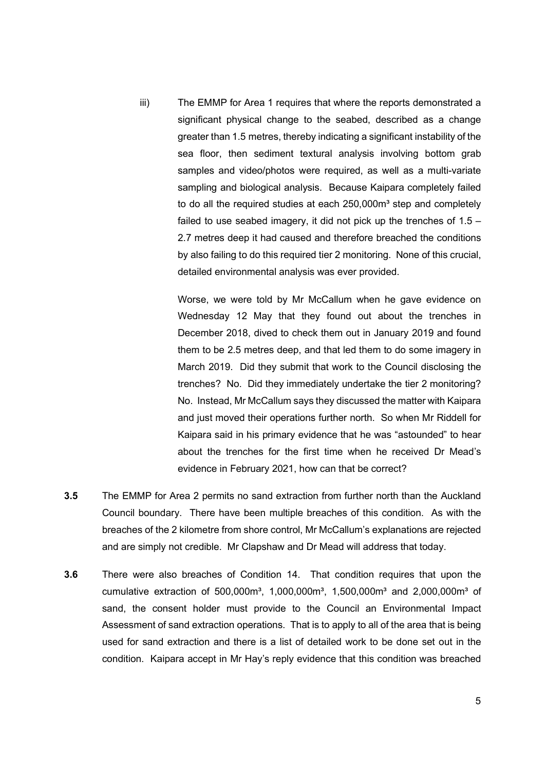iii) The EMMP for Area 1 requires that where the reports demonstrated a significant physical change to the seabed, described as a change greater than 1.5 metres, thereby indicating a significant instability of the sea floor, then sediment textural analysis involving bottom grab samples and video/photos were required, as well as a multi-variate sampling and biological analysis. Because Kaipara completely failed to do all the required studies at each 250,000m³ step and completely failed to use seabed imagery, it did not pick up the trenches of 1.5 – 2.7 metres deep it had caused and therefore breached the conditions by also failing to do this required tier 2 monitoring. None of this crucial, detailed environmental analysis was ever provided.

Worse, we were told by Mr McCallum when he gave evidence on Wednesday 12 May that they found out about the trenches in December 2018, dived to check them out in January 2019 and found them to be 2.5 metres deep, and that led them to do some imagery in March 2019. Did they submit that work to the Council disclosing the trenches? No. Did they immediately undertake the tier 2 monitoring? No. Instead, Mr McCallum says they discussed the matter with Kaipara and just moved their operations further north. So when Mr Riddell for Kaipara said in his primary evidence that he was "astounded" to hear about the trenches for the first time when he received Dr Mead's evidence in February 2021, how can that be correct?

**3.5** The EMMP for Area 2 permits no sand extraction from further north than the Auckland Council boundary. There have been multiple breaches of this condition. As with the breaches of the 2 kilometre from shore control, Mr McCallum's explanations are rejected and are simply not credible. Mr Clapshaw and Dr Mead will address that today.

**3.6** There were also breaches of Condition 14. That condition requires that upon the cumulative extraction of 500,000m³, 1,000,000m³, 1,500,000m³ and 2,000,000m³ of sand, the consent holder must provide to the Council an Environmental Impact Assessment of sand extraction operations. That is to apply to all of the area that is being used for sand extraction and there is a list of detailed work to be done set out in the condition. Kaipara accept in Mr Hay's reply evidence that this condition was breached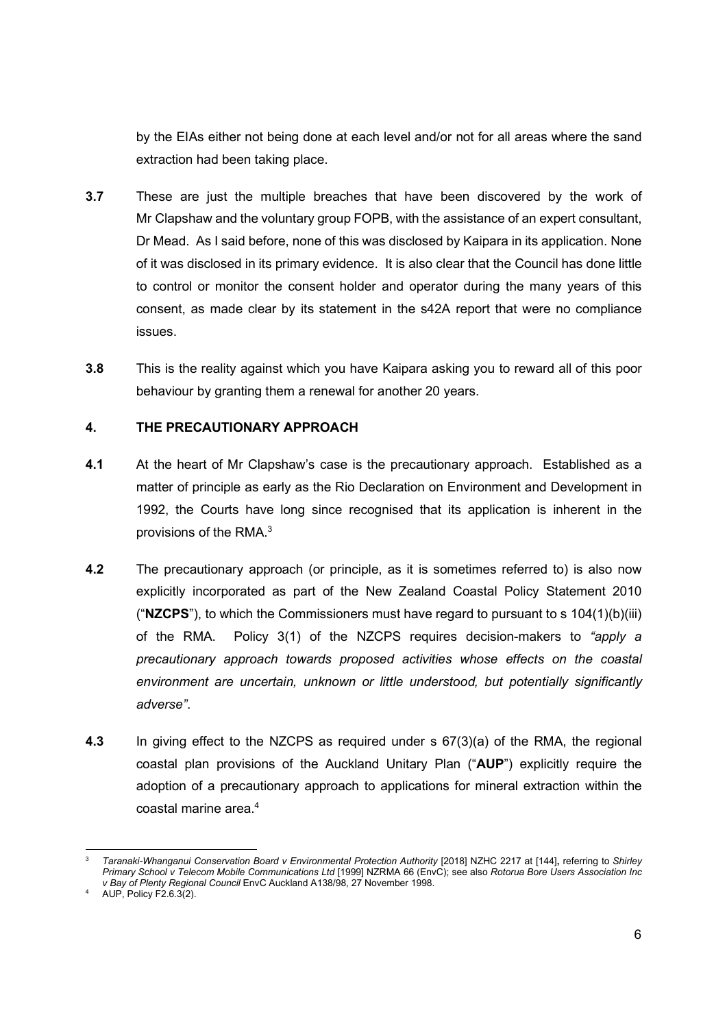by the EIAs either not being done at each level and/or not for all areas where the sand extraction had been taking place.

**3.7** These are just the multiple breaches that have been discovered by the work of Mr Clapshaw and the voluntary group FOPB, with the assistance of an expert consultant, Dr Mead. As I said before, none of this was disclosed by Kaipara in its application. None of it was disclosed in its primary evidence. It is also clear that the Council has done little to control or monitor the consent holder and operator during the many years of this consent, as made clear by its statement in the s42A report that were no compliance issues.

**3.8** This is the reality against which you have Kaipara asking you to reward all of this poor behaviour by granting them a renewal for another 20 years.

## 4. THE PRECAUTIONARY APPROACH

**4.1** At the heart of Mr Clapshaw's case is the precautionary approach. Established as a matter of principle as early as the Rio Declaration on Environment and Development in 1992, the Courts have long since recognised that its application is inherent in the provisions of the RMA.[3]

**4.2** The precautionary approach (or principle, as it is sometimes referred to) is also now explicitly incorporated as part of the New Zealand Coastal Policy Statement 2010 ("**NZCPS**"), to which the Commissioners must have regard to pursuant to s 104(1)(b)(iii) of the RMA. Policy 3(1) of the NZCPS requires decision-makers to *"apply a precautionary approach towards proposed activities whose effects on the coastal environment are uncertain, unknown or little understood, but potentially significantly adverse"*.

**4.3** In giving effect to the NZCPS as required under s 67(3)(a) of the RMA, the regional coastal plan provisions of the Auckland Unitary Plan ("**AUP**") explicitly require the adoption of a precautionary approach to applications for mineral extraction within the coastal marine area.[4]

---

[3] *Taranaki-Whanganui Conservation Board v Environmental Protection Authority* [2018] NZHC 2217 at [144], referring to *Shirley Primary School v Telecom Mobile Communications Ltd* [1999] NZRMA 66 (EnvC); see also *Rotorua Bore Users Association Inc v Bay of Plenty Regional Council* EnvC Auckland A138/98, 27 November 1998.

[4] AUP, Policy F2.6.3(2).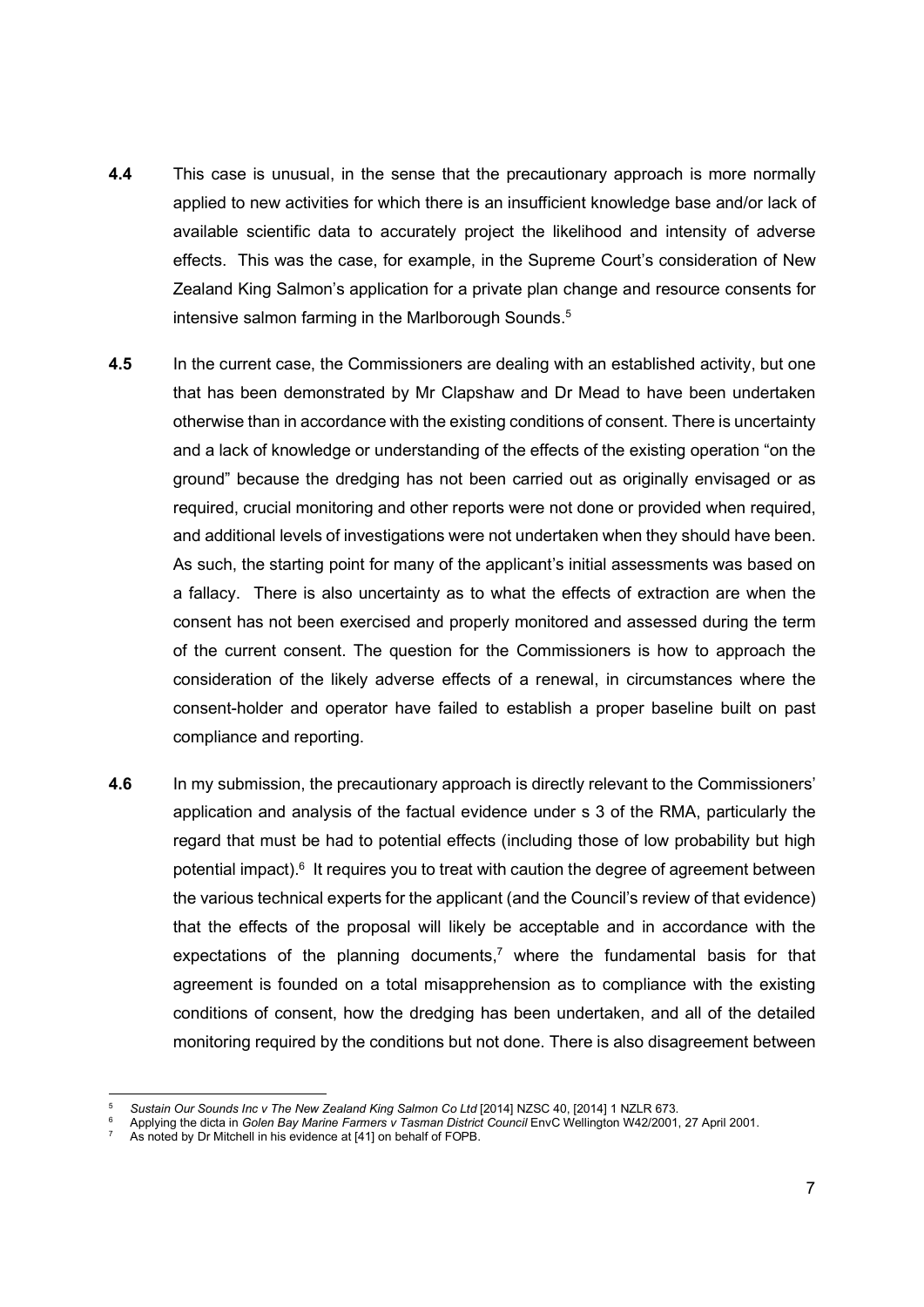**4.4** This case is unusual, in the sense that the precautionary approach is more normally applied to new activities for which there is an insufficient knowledge base and/or lack of available scientific data to accurately project the likelihood and intensity of adverse effects. This was the case, for example, in the Supreme Court's consideration of New Zealand King Salmon's application for a private plan change and resource consents for intensive salmon farming in the Marlborough Sounds.[5]

**4.5** In the current case, the Commissioners are dealing with an established activity, but one that has been demonstrated by Mr Clapshaw and Dr Mead to have been undertaken otherwise than in accordance with the existing conditions of consent. There is uncertainty and a lack of knowledge or understanding of the effects of the existing operation "on the ground" because the dredging has not been carried out as originally envisaged or as required, crucial monitoring and other reports were not done or provided when required, and additional levels of investigations were not undertaken when they should have been. As such, the starting point for many of the applicant's initial assessments was based on a fallacy. There is also uncertainty as to what the effects of extraction are when the consent has not been exercised and properly monitored and assessed during the term of the current consent. The question for the Commissioners is how to approach the consideration of the likely adverse effects of a renewal, in circumstances where the consent-holder and operator have failed to establish a proper baseline built on past compliance and reporting.

**4.6** In my submission, the precautionary approach is directly relevant to the Commissioners' application and analysis of the factual evidence under s 3 of the RMA, particularly the regard that must be had to potential effects (including those of low probability but high potential impact).[6] It requires you to treat with caution the degree of agreement between the various technical experts for the applicant (and the Council's review of that evidence) that the effects of the proposal will likely be acceptable and in accordance with the expectations of the planning documents,[7] where the fundamental basis for that agreement is founded on a total misapprehension as to compliance with the existing conditions of consent, how the dredging has been undertaken, and all of the detailed monitoring required by the conditions but not done. There is also disagreement between

---

[5] *Sustain Our Sounds Inc v The New Zealand King Salmon Co Ltd* [2014] NZSC 40, [2014] 1 NZLR 673.

[6] Applying the dicta in *Golen Bay Marine Farmers v Tasman District Council* EnvC Wellington W42/2001, 27 April 2001.

[7] As noted by Dr Mitchell in his evidence at [41] on behalf of FOPB.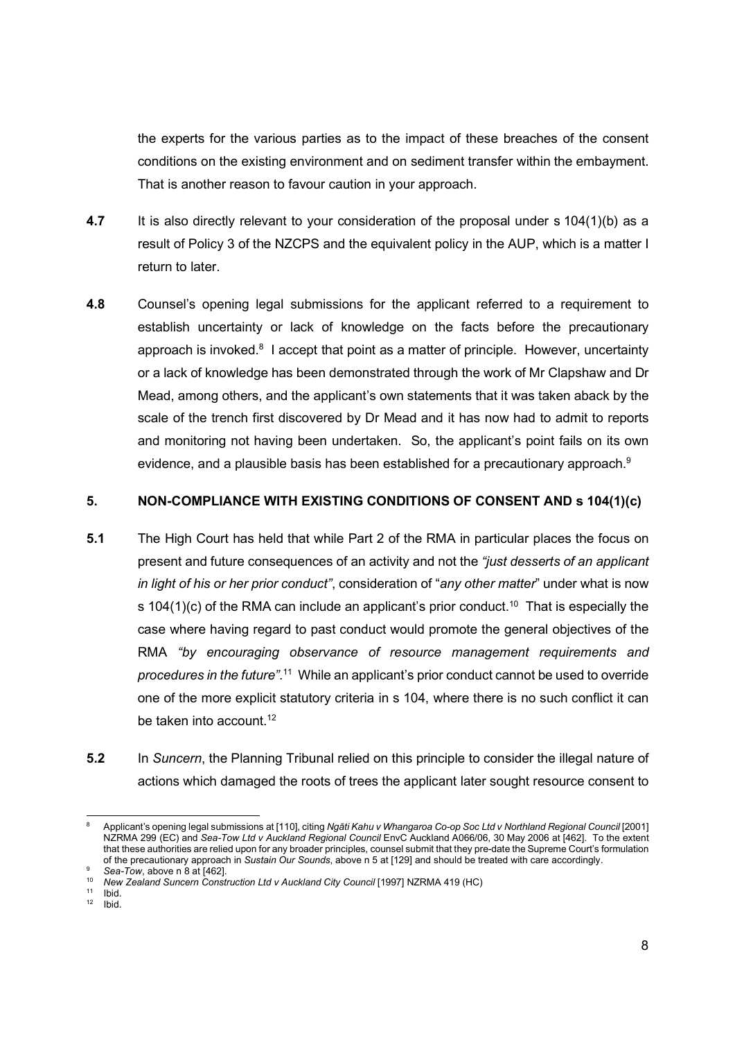the experts for the various parties as to the impact of these breaches of the consent conditions on the existing environment and on sediment transfer within the embayment. That is another reason to favour caution in your approach.

**4.7** It is also directly relevant to your consideration of the proposal under s 104(1)(b) as a result of Policy 3 of the NZCPS and the equivalent policy in the AUP, which is a matter I return to later.

**4.8** Counsel's opening legal submissions for the applicant referred to a requirement to establish uncertainty or lack of knowledge on the facts before the precautionary approach is invoked.[8] I accept that point as a matter of principle. However, uncertainty or a lack of knowledge has been demonstrated through the work of Mr Clapshaw and Dr Mead, among others, and the applicant's own statements that it was taken aback by the scale of the trench first discovered by Dr Mead and it has now had to admit to reports and monitoring not having been undertaken. So, the applicant's point fails on its own evidence, and a plausible basis has been established for a precautionary approach.[9]

## 5. NON-COMPLIANCE WITH EXISTING CONDITIONS OF CONSENT AND s 104(1)(c)

**5.1** The High Court has held that while Part 2 of the RMA in particular places the focus on present and future consequences of an activity and not the *"just desserts of an applicant in light of his or her prior conduct"*, consideration of "*any other matter*" under what is now s 104(1)(c) of the RMA can include an applicant's prior conduct.[10] That is especially the case where having regard to past conduct would promote the general objectives of the RMA *"by encouraging observance of resource management requirements and procedures in the future"*.[11] While an applicant's prior conduct cannot be used to override one of the more explicit statutory criteria in s 104, where there is no such conflict it can be taken into account.[12]

**5.2** In *Suncern*, the Planning Tribunal relied on this principle to consider the illegal nature of actions which damaged the roots of trees the applicant later sought resource consent to

---

[8] Applicant's opening legal submissions at [110], citing *Ngāti Kahu v Whangaroa Co-op Soc Ltd v Northland Regional Council* [2001] NZRMA 299 (EC) and *Sea-Tow Ltd v Auckland Regional Council* EnvC Auckland A066/06, 30 May 2006 at [462]. To the extent that these authorities are relied upon for any broader principles, counsel submit that they pre-date the Supreme Court's formulation of the precautionary approach in *Sustain Our Sounds*, above n 5 at [129] and should be treated with care accordingly.

[9] *Sea-Tow*, above n 8 at [462].

[10] *New Zealand Suncern Construction Ltd v Auckland City Council* [1997] NZRMA 419 (HC)

[11] Ibid.

[12] Ibid.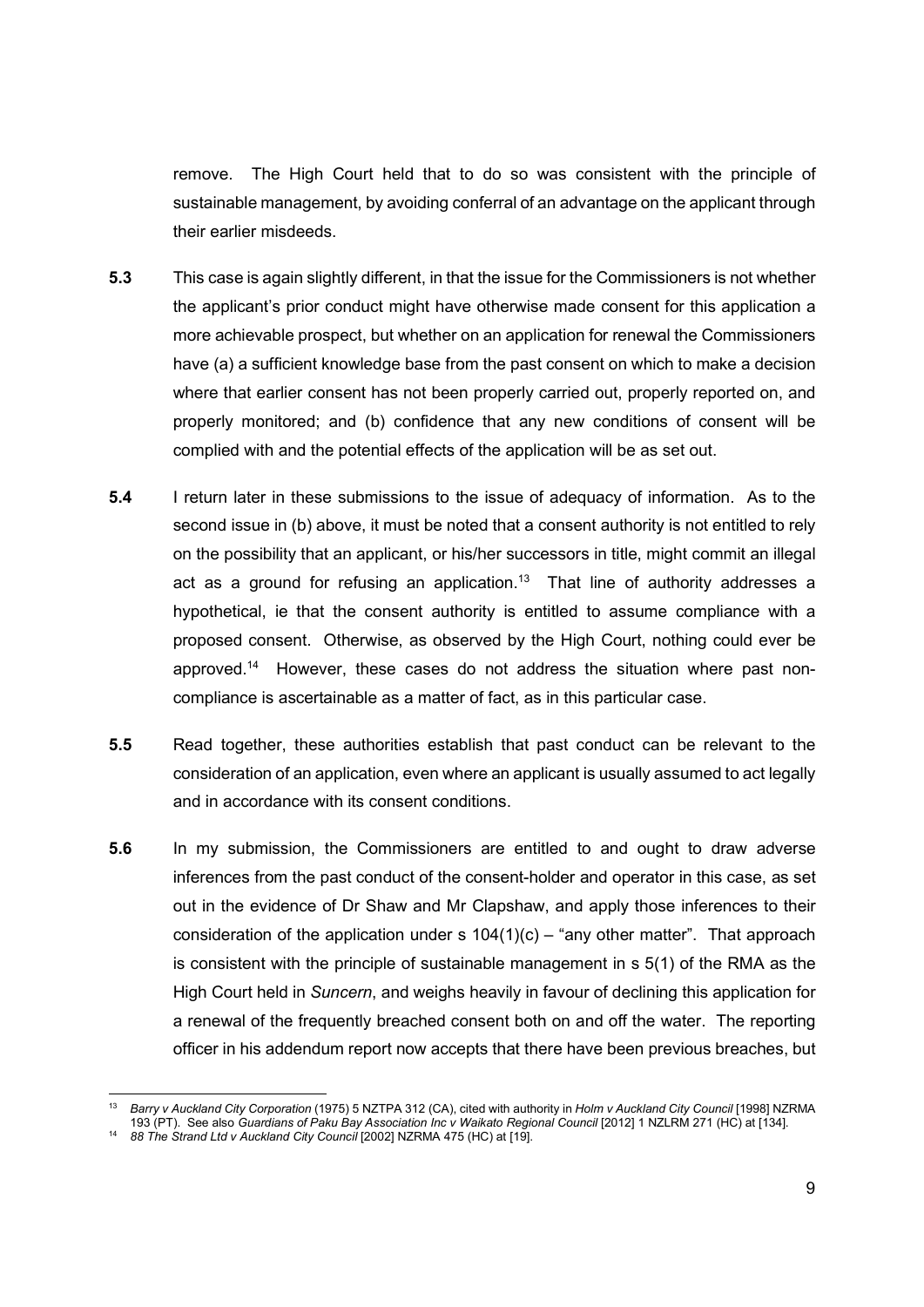remove. The High Court held that to do so was consistent with the principle of sustainable management, by avoiding conferral of an advantage on the applicant through their earlier misdeeds.

**5.3** This case is again slightly different, in that the issue for the Commissioners is not whether the applicant's prior conduct might have otherwise made consent for this application a more achievable prospect, but whether on an application for renewal the Commissioners have (a) a sufficient knowledge base from the past consent on which to make a decision where that earlier consent has not been properly carried out, properly reported on, and properly monitored; and (b) confidence that any new conditions of consent will be complied with and the potential effects of the application will be as set out.

**5.4** I return later in these submissions to the issue of adequacy of information. As to the second issue in (b) above, it must be noted that a consent authority is not entitled to rely on the possibility that an applicant, or his/her successors in title, might commit an illegal act as a ground for refusing an application.[13] That line of authority addresses a hypothetical, ie that the consent authority is entitled to assume compliance with a proposed consent. Otherwise, as observed by the High Court, nothing could ever be approved.[14] However, these cases do not address the situation where past non-compliance is ascertainable as a matter of fact, as in this particular case.

**5.5** Read together, these authorities establish that past conduct can be relevant to the consideration of an application, even where an applicant is usually assumed to act legally and in accordance with its consent conditions.

**5.6** In my submission, the Commissioners are entitled to and ought to draw adverse inferences from the past conduct of the consent-holder and operator in this case, as set out in the evidence of Dr Shaw and Mr Clapshaw, and apply those inferences to their consideration of the application under s 104(1)(c) – "any other matter". That approach is consistent with the principle of sustainable management in s 5(1) of the RMA as the High Court held in *Suncern*, and weighs heavily in favour of declining this application for a renewal of the frequently breached consent both on and off the water. The reporting officer in his addendum report now accepts that there have been previous breaches, but

---

[13] *Barry v Auckland City Corporation* (1975) 5 NZTPA 312 (CA), cited with authority in *Holm v Auckland City Council* [1998] NZRMA 193 (PT). See also *Guardians of Paku Bay Association Inc v Waikato Regional Council* [2012] 1 NZLRM 271 (HC) at [134].

[14] *88 The Strand Ltd v Auckland City Council* [2002] NZRMA 475 (HC) at [19].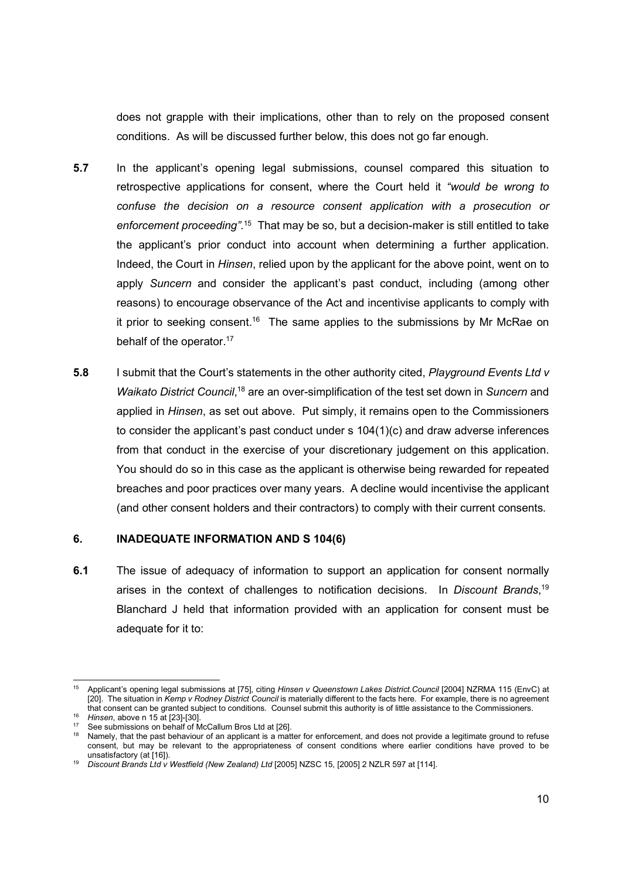does not grapple with their implications, other than to rely on the proposed consent conditions. As will be discussed further below, this does not go far enough.

**5.7** In the applicant's opening legal submissions, counsel compared this situation to retrospective applications for consent, where the Court held it *"would be wrong to confuse the decision on a resource consent application with a prosecution or enforcement proceeding"*.[15] That may be so, but a decision-maker is still entitled to take the applicant's prior conduct into account when determining a further application. Indeed, the Court in *Hinsen*, relied upon by the applicant for the above point, went on to apply *Suncern* and consider the applicant's past conduct, including (among other reasons) to encourage observance of the Act and incentivise applicants to comply with it prior to seeking consent.[16] The same applies to the submissions by Mr McRae on behalf of the operator.[17]

**5.8** I submit that the Court's statements in the other authority cited, *Playground Events Ltd v Waikato District Council*,[18] are an over-simplification of the test set down in *Suncern* and applied in *Hinsen*, as set out above. Put simply, it remains open to the Commissioners to consider the applicant's past conduct under s 104(1)(c) and draw adverse inferences from that conduct in the exercise of your discretionary judgement on this application. You should do so in this case as the applicant is otherwise being rewarded for repeated breaches and poor practices over many years. A decline would incentivise the applicant (and other consent holders and their contractors) to comply with their current consents.

## 6. INADEQUATE INFORMATION AND S 104(6)

**6.1** The issue of adequacy of information to support an application for consent normally arises in the context of challenges to notification decisions. In *Discount Brands*,[19] Blanchard J held that information provided with an application for consent must be adequate for it to:

---

[15] Applicant's opening legal submissions at [75], citing *Hinsen v Queenstown Lakes District.Council* [2004] NZRMA 115 (EnvC) at [20]. The situation in *Kemp v Rodney District Council* is materially different to the facts here. For example, there is no agreement that consent can be granted subject to conditions. Counsel submit this authority is of little assistance to the Commissioners.

[16] *Hinsen*, above n 15 at [23]-[30].

[17] See submissions on behalf of McCallum Bros Ltd at [26].

[18] Namely, that the past behaviour of an applicant is a matter for enforcement, and does not provide a legitimate ground to refuse consent, but may be relevant to the appropriateness of consent conditions where earlier conditions have proved to be unsatisfactory (at [16]).

[19] *Discount Brands Ltd v Westfield (New Zealand) Ltd* [2005] NZSC 15, [2005] 2 NZLR 597 at [114].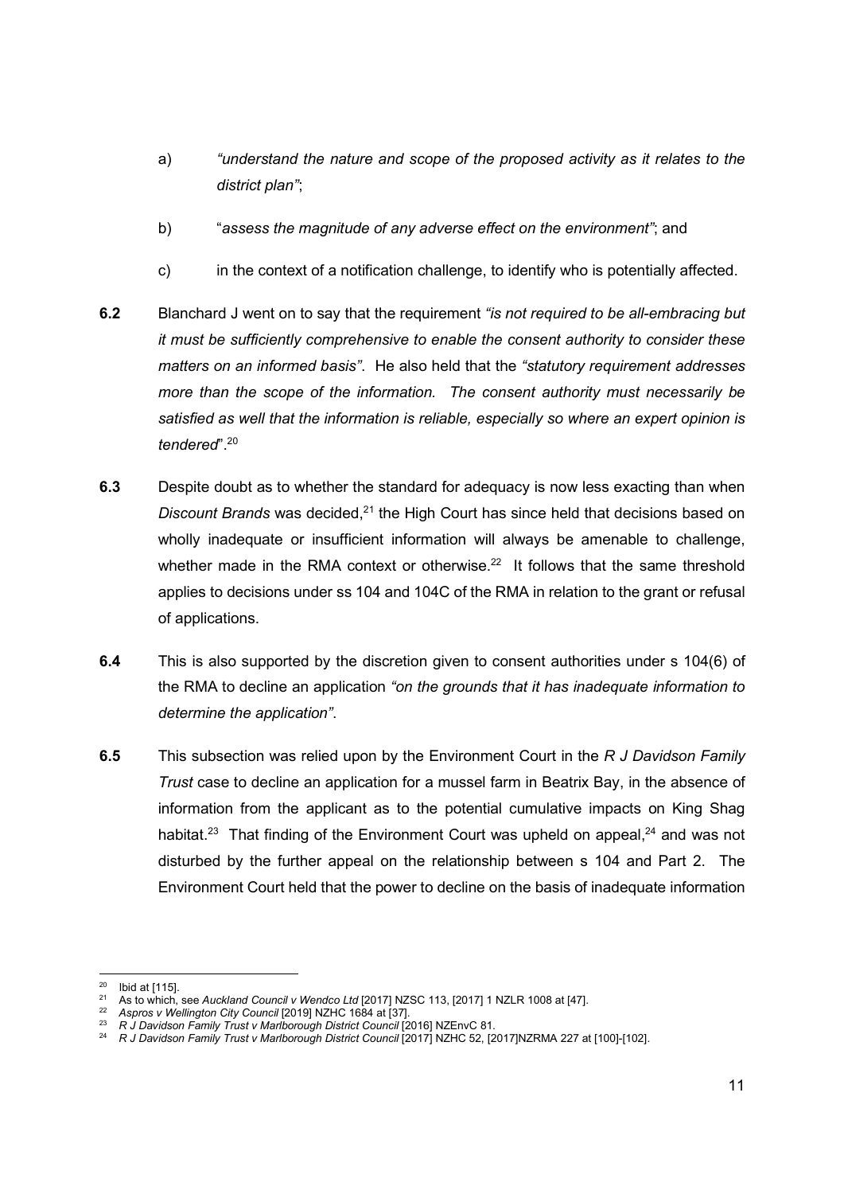a) *"understand the nature and scope of the proposed activity as it relates to the district plan"*;

b) "*assess the magnitude of any adverse effect on the environment"*; and

c) in the context of a notification challenge, to identify who is potentially affected.

**6.2** Blanchard J went on to say that the requirement *"is not required to be all-embracing but it must be sufficiently comprehensive to enable the consent authority to consider these matters on an informed basis"*. He also held that the *"statutory requirement addresses more than the scope of the information. The consent authority must necessarily be satisfied as well that the information is reliable, especially so where an expert opinion is tendered*".[20]

**6.3** Despite doubt as to whether the standard for adequacy is now less exacting than when *Discount Brands* was decided,[21] the High Court has since held that decisions based on wholly inadequate or insufficient information will always be amenable to challenge, whether made in the RMA context or otherwise.[22] It follows that the same threshold applies to decisions under ss 104 and 104C of the RMA in relation to the grant or refusal of applications.

**6.4** This is also supported by the discretion given to consent authorities under s 104(6) of the RMA to decline an application *"on the grounds that it has inadequate information to determine the application"*.

**6.5** This subsection was relied upon by the Environment Court in the *R J Davidson Family Trust* case to decline an application for a mussel farm in Beatrix Bay, in the absence of information from the applicant as to the potential cumulative impacts on King Shag habitat.[23] That finding of the Environment Court was upheld on appeal,[24] and was not disturbed by the further appeal on the relationship between s 104 and Part 2. The Environment Court held that the power to decline on the basis of inadequate information

---

[20] Ibid at [115].

[21] As to which, see *Auckland Council v Wendco Ltd* [2017] NZSC 113, [2017] 1 NZLR 1008 at [47].

[22] *Aspros v Wellington City Council* [2019] NZHC 1684 at [37].

[23] *R J Davidson Family Trust v Marlborough District Council* [2016] NZEnvC 81.

[24] *R J Davidson Family Trust v Marlborough District Council* [2017] NZHC 52, [2017]NZRMA 227 at [100]-[102].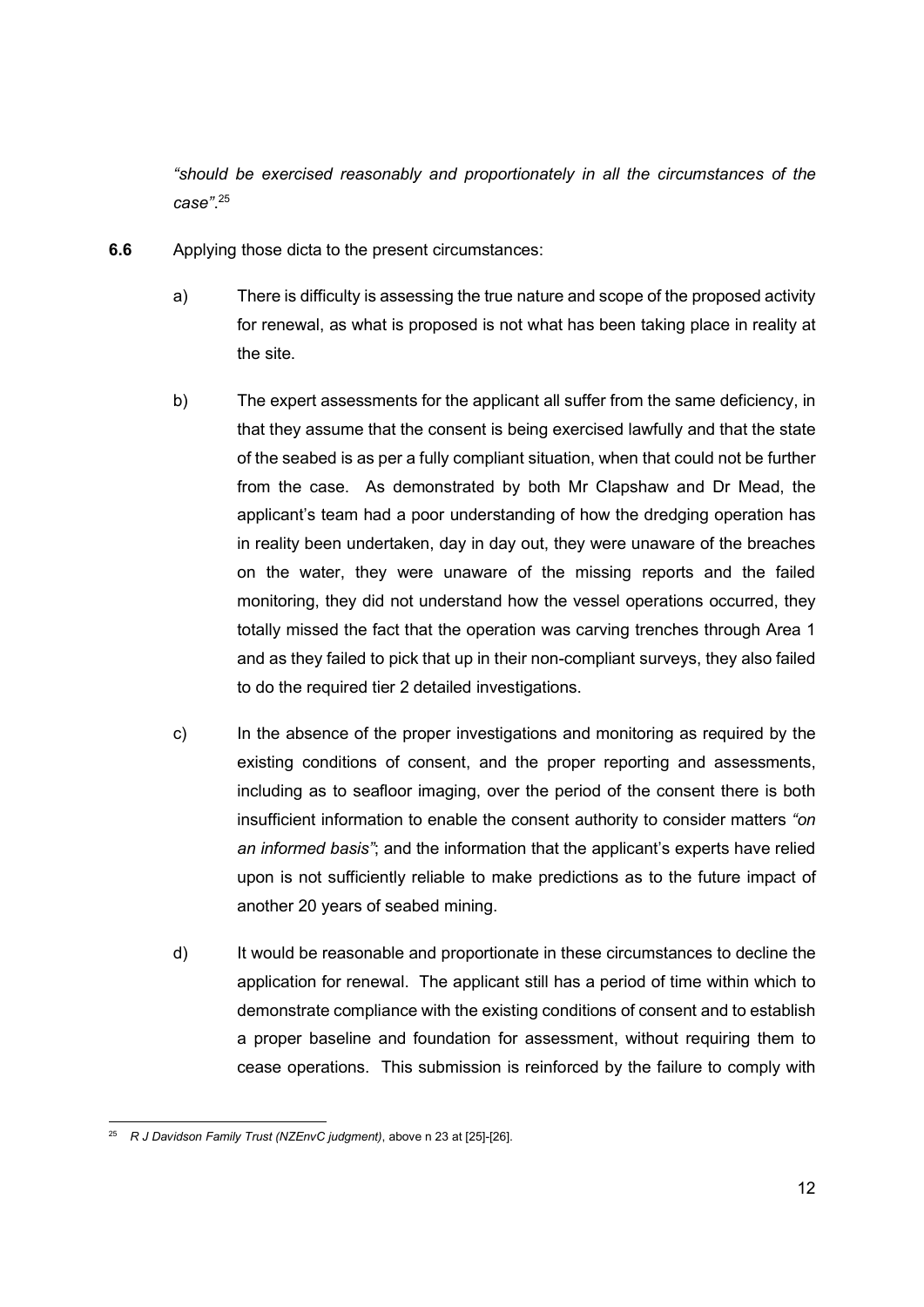*"should be exercised reasonably and proportionately in all the circumstances of the case"*.[25]

**6.6** Applying those dicta to the present circumstances:

a) There is difficulty is assessing the true nature and scope of the proposed activity for renewal, as what is proposed is not what has been taking place in reality at the site.

b) The expert assessments for the applicant all suffer from the same deficiency, in that they assume that the consent is being exercised lawfully and that the state of the seabed is as per a fully compliant situation, when that could not be further from the case. As demonstrated by both Mr Clapshaw and Dr Mead, the applicant's team had a poor understanding of how the dredging operation has in reality been undertaken, day in day out, they were unaware of the breaches on the water, they were unaware of the missing reports and the failed monitoring, they did not understand how the vessel operations occurred, they totally missed the fact that the operation was carving trenches through Area 1 and as they failed to pick that up in their non-compliant surveys, they also failed to do the required tier 2 detailed investigations.

c) In the absence of the proper investigations and monitoring as required by the existing conditions of consent, and the proper reporting and assessments, including as to seafloor imaging, over the period of the consent there is both insufficient information to enable the consent authority to consider matters *"on an informed basis"*; and the information that the applicant's experts have relied upon is not sufficiently reliable to make predictions as to the future impact of another 20 years of seabed mining.

d) It would be reasonable and proportionate in these circumstances to decline the application for renewal. The applicant still has a period of time within which to demonstrate compliance with the existing conditions of consent and to establish a proper baseline and foundation for assessment, without requiring them to cease operations. This submission is reinforced by the failure to comply with

---

[25] *R J Davidson Family Trust (NZEnvC judgment)*, above n 23 at [25]-[26].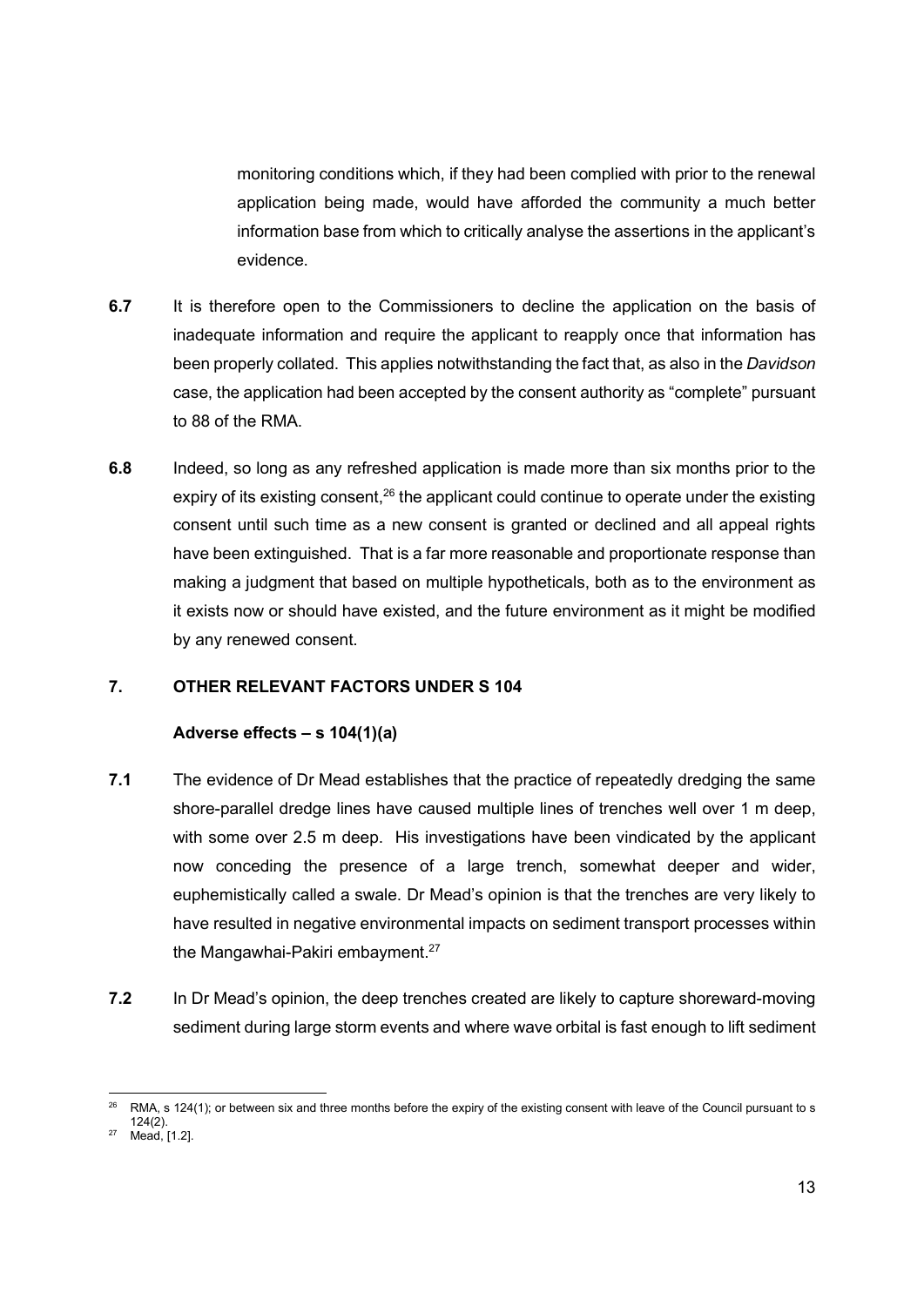monitoring conditions which, if they had been complied with prior to the renewal application being made, would have afforded the community a much better information base from which to critically analyse the assertions in the applicant's evidence.

**6.7** It is therefore open to the Commissioners to decline the application on the basis of inadequate information and require the applicant to reapply once that information has been properly collated. This applies notwithstanding the fact that, as also in the *Davidson* case, the application had been accepted by the consent authority as "complete" pursuant to 88 of the RMA.

**6.8** Indeed, so long as any refreshed application is made more than six months prior to the expiry of its existing consent,[26] the applicant could continue to operate under the existing consent until such time as a new consent is granted or declined and all appeal rights have been extinguished. That is a far more reasonable and proportionate response than making a judgment that based on multiple hypotheticals, both as to the environment as it exists now or should have existed, and the future environment as it might be modified by any renewed consent.

## 7. OTHER RELEVANT FACTORS UNDER S 104

### Adverse effects – s 104(1)(a)

**7.1** The evidence of Dr Mead establishes that the practice of repeatedly dredging the same shore-parallel dredge lines have caused multiple lines of trenches well over 1 m deep, with some over 2.5 m deep. His investigations have been vindicated by the applicant now conceding the presence of a large trench, somewhat deeper and wider, euphemistically called a swale. Dr Mead's opinion is that the trenches are very likely to have resulted in negative environmental impacts on sediment transport processes within the Mangawhai-Pakiri embayment.[27]

**7.2** In Dr Mead's opinion, the deep trenches created are likely to capture shoreward-moving sediment during large storm events and where wave orbital is fast enough to lift sediment

---

[26] RMA, s 124(1); or between six and three months before the expiry of the existing consent with leave of the Council pursuant to s 124(2).

[27] Mead, [1.2].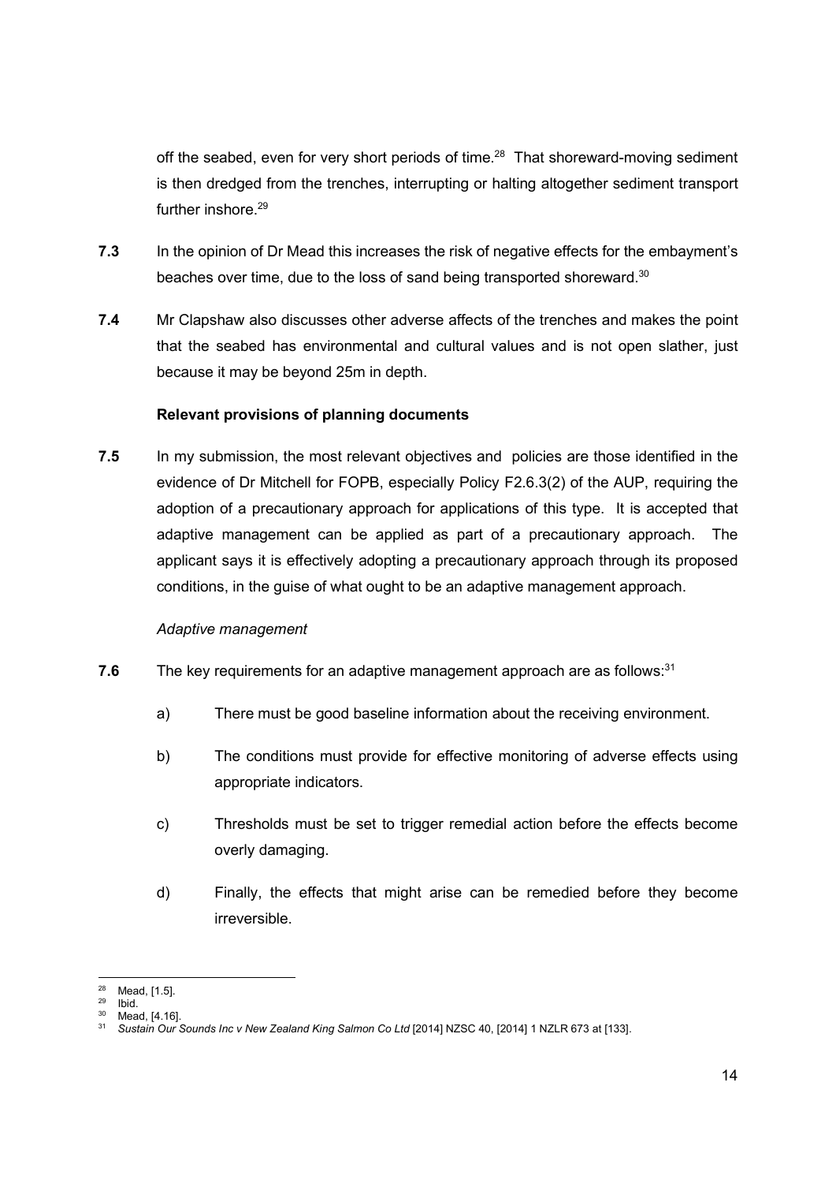off the seabed, even for very short periods of time.[28] That shoreward-moving sediment is then dredged from the trenches, interrupting or halting altogether sediment transport further inshore.[29]

**7.3** In the opinion of Dr Mead this increases the risk of negative effects for the embayment's beaches over time, due to the loss of sand being transported shoreward.[30]

**7.4** Mr Clapshaw also discusses other adverse affects of the trenches and makes the point that the seabed has environmental and cultural values and is not open slather, just because it may be beyond 25m in depth.

**Relevant provisions of planning documents**

**7.5** In my submission, the most relevant objectives and policies are those identified in the evidence of Dr Mitchell for FOPB, especially Policy F2.6.3(2) of the AUP, requiring the adoption of a precautionary approach for applications of this type. It is accepted that adaptive management can be applied as part of a precautionary approach. The applicant says it is effectively adopting a precautionary approach through its proposed conditions, in the guise of what ought to be an adaptive management approach.

*Adaptive management*

**7.6** The key requirements for an adaptive management approach are as follows:[31]

a) There must be good baseline information about the receiving environment.

b) The conditions must provide for effective monitoring of adverse effects using appropriate indicators.

c) Thresholds must be set to trigger remedial action before the effects become overly damaging.

d) Finally, the effects that might arise can be remedied before they become irreversible.

---

[28] Mead, [1.5].
[29] Ibid.
[30] Mead, [4.16].
[31] *Sustain Our Sounds Inc v New Zealand King Salmon Co Ltd* [2014] NZSC 40, [2014] 1 NZLR 673 at [133].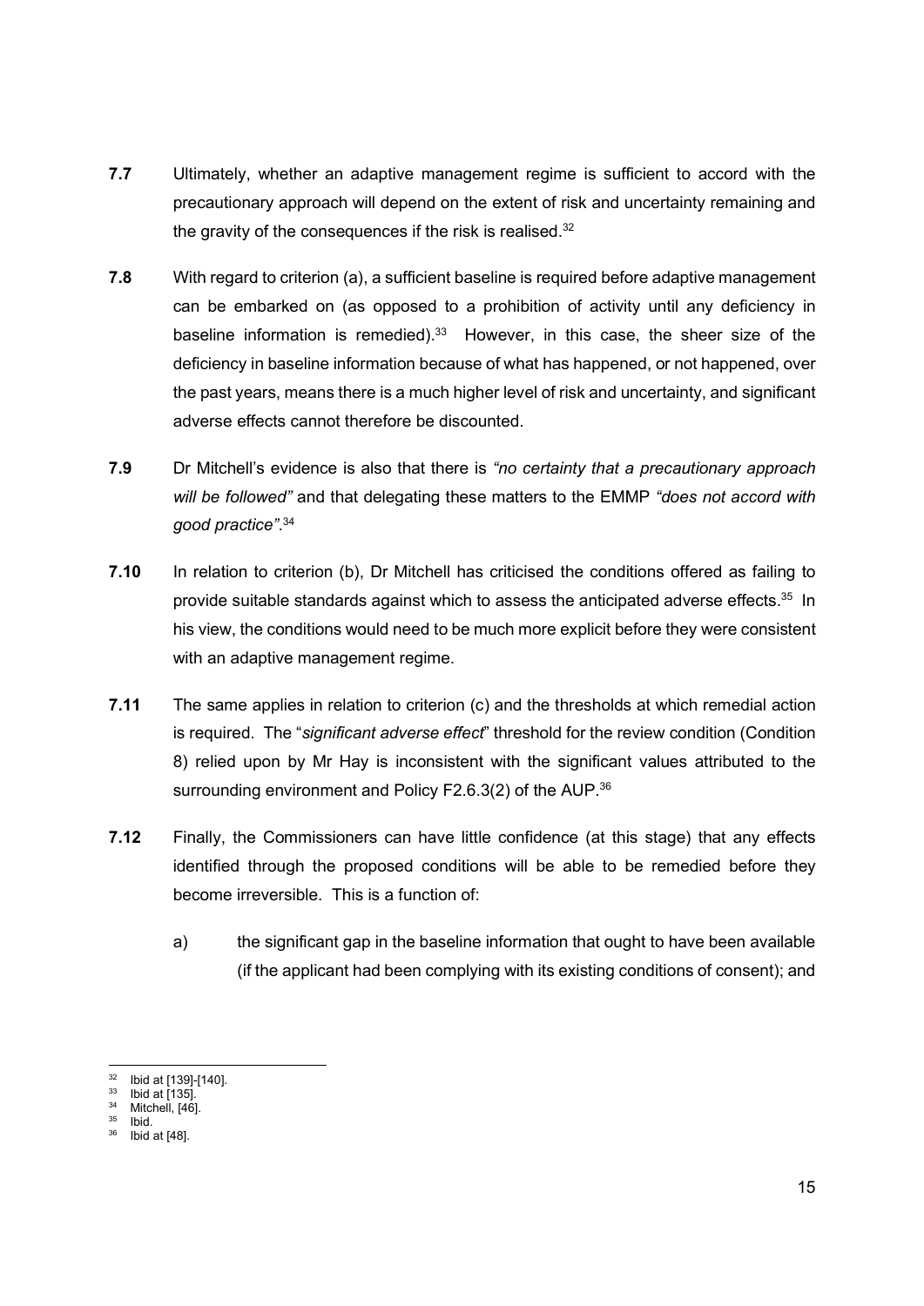**7.7** Ultimately, whether an adaptive management regime is sufficient to accord with the precautionary approach will depend on the extent of risk and uncertainty remaining and the gravity of the consequences if the risk is realised.[32]

**7.8** With regard to criterion (a), a sufficient baseline is required before adaptive management can be embarked on (as opposed to a prohibition of activity until any deficiency in baseline information is remedied).[33] However, in this case, the sheer size of the deficiency in baseline information because of what has happened, or not happened, over the past years, means there is a much higher level of risk and uncertainty, and significant adverse effects cannot therefore be discounted.

**7.9** Dr Mitchell's evidence is also that there is *"no certainty that a precautionary approach will be followed"* and that delegating these matters to the EMMP *"does not accord with good practice"*.[34]

**7.10** In relation to criterion (b), Dr Mitchell has criticised the conditions offered as failing to provide suitable standards against which to assess the anticipated adverse effects.[35] In his view, the conditions would need to be much more explicit before they were consistent with an adaptive management regime.

**7.11** The same applies in relation to criterion (c) and the thresholds at which remedial action is required. The "*significant adverse effect*" threshold for the review condition (Condition 8) relied upon by Mr Hay is inconsistent with the significant values attributed to the surrounding environment and Policy F2.6.3(2) of the AUP.[36]

**7.12** Finally, the Commissioners can have little confidence (at this stage) that any effects identified through the proposed conditions will be able to be remedied before they become irreversible. This is a function of:

a) the significant gap in the baseline information that ought to have been available (if the applicant had been complying with its existing conditions of consent); and

---

[32] Ibid at [139]-[140].
[33] Ibid at [135].
[34] Mitchell, [46].
[35] Ibid.
[36] Ibid at [48].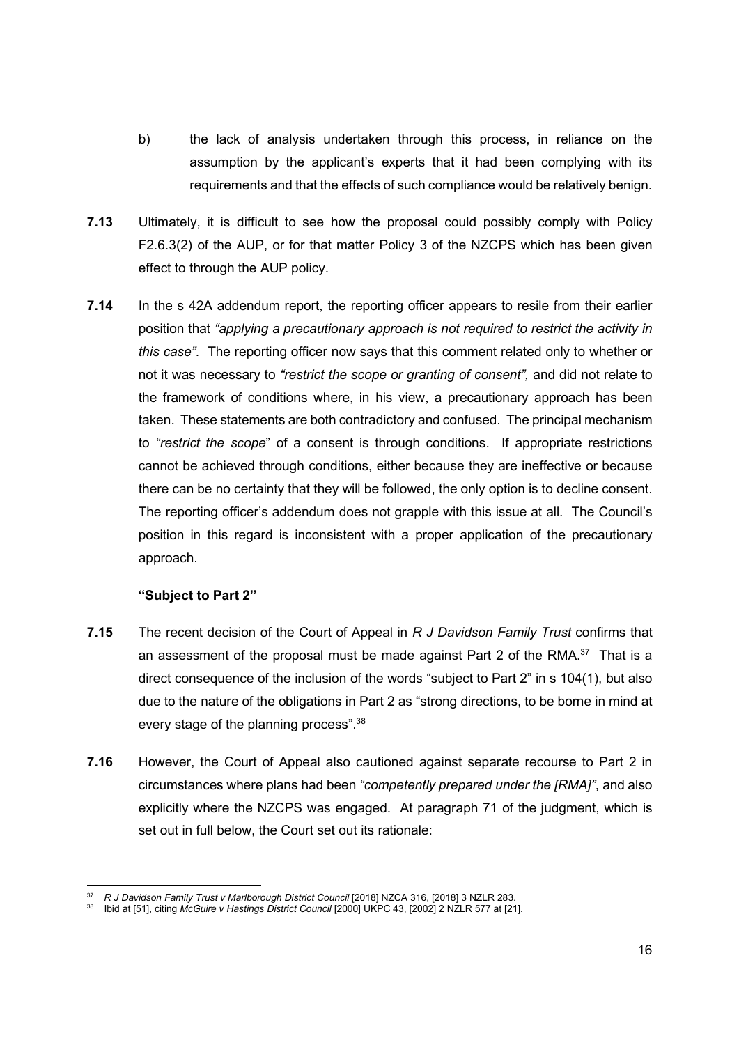b) the lack of analysis undertaken through this process, in reliance on the assumption by the applicant's experts that it had been complying with its requirements and that the effects of such compliance would be relatively benign.

**7.13** Ultimately, it is difficult to see how the proposal could possibly comply with Policy F2.6.3(2) of the AUP, or for that matter Policy 3 of the NZCPS which has been given effect to through the AUP policy.

**7.14** In the s 42A addendum report, the reporting officer appears to resile from their earlier position that *"applying a precautionary approach is not required to restrict the activity in this case"*. The reporting officer now says that this comment related only to whether or not it was necessary to *"restrict the scope or granting of consent",* and did not relate to the framework of conditions where, in his view, a precautionary approach has been taken. These statements are both contradictory and confused. The principal mechanism to *"restrict the scope*" of a consent is through conditions. If appropriate restrictions cannot be achieved through conditions, either because they are ineffective or because there can be no certainty that they will be followed, the only option is to decline consent. The reporting officer's addendum does not grapple with this issue at all. The Council's position in this regard is inconsistent with a proper application of the precautionary approach.

**"Subject to Part 2"**

**7.15** The recent decision of the Court of Appeal in *R J Davidson Family Trust* confirms that an assessment of the proposal must be made against Part 2 of the RMA.[37] That is a direct consequence of the inclusion of the words "subject to Part 2" in s 104(1), but also due to the nature of the obligations in Part 2 as "strong directions, to be borne in mind at every stage of the planning process".[38]

**7.16** However, the Court of Appeal also cautioned against separate recourse to Part 2 in circumstances where plans had been *"competently prepared under the [RMA]"*, and also explicitly where the NZCPS was engaged. At paragraph 71 of the judgment, which is set out in full below, the Court set out its rationale:

---

[37] *R J Davidson Family Trust v Marlborough District Council* [2018] NZCA 316, [2018] 3 NZLR 283.

[38] Ibid at [51], citing *McGuire v Hastings District Council* [2000] UKPC 43, [2002] 2 NZLR 577 at [21].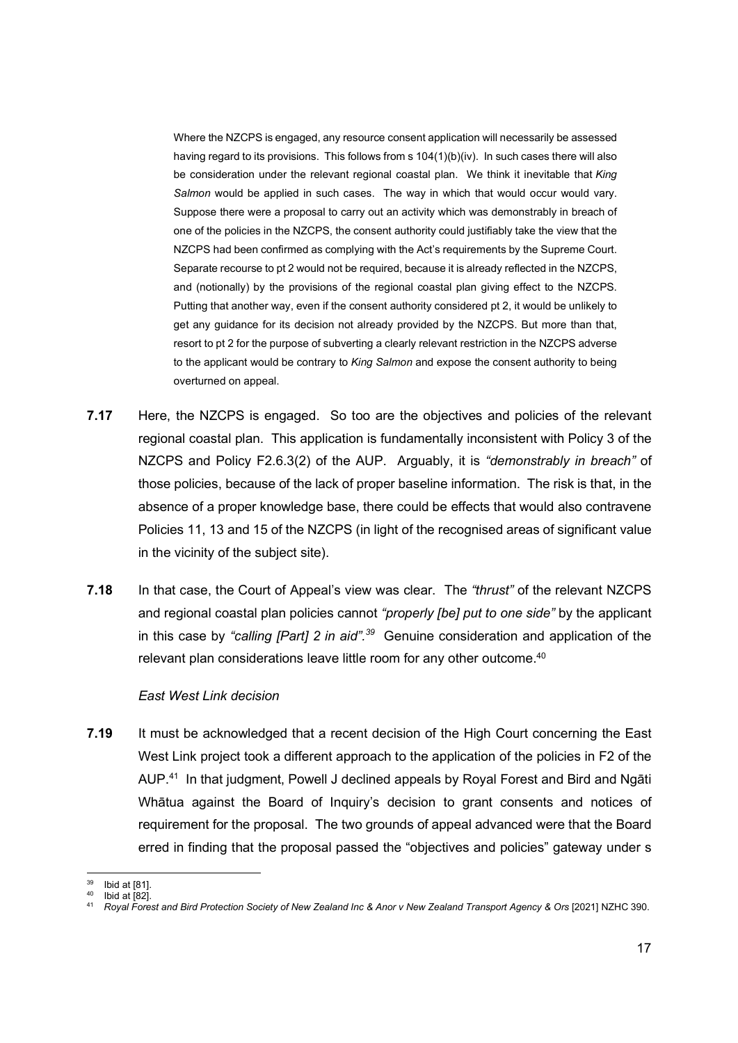> Where the NZCPS is engaged, any resource consent application will necessarily be assessed having regard to its provisions. This follows from s 104(1)(b)(iv). In such cases there will also be consideration under the relevant regional coastal plan. We think it inevitable that *King Salmon* would be applied in such cases. The way in which that would occur would vary. Suppose there were a proposal to carry out an activity which was demonstrably in breach of one of the policies in the NZCPS, the consent authority could justifiably take the view that the NZCPS had been confirmed as complying with the Act's requirements by the Supreme Court. Separate recourse to pt 2 would not be required, because it is already reflected in the NZCPS, and (notionally) by the provisions of the regional coastal plan giving effect to the NZCPS. Putting that another way, even if the consent authority considered pt 2, it would be unlikely to get any guidance for its decision not already provided by the NZCPS. But more than that, resort to pt 2 for the purpose of subverting a clearly relevant restriction in the NZCPS adverse to the applicant would be contrary to *King Salmon* and expose the consent authority to being overturned on appeal.

**7.17** Here, the NZCPS is engaged. So too are the objectives and policies of the relevant regional coastal plan. This application is fundamentally inconsistent with Policy 3 of the NZCPS and Policy F2.6.3(2) of the AUP. Arguably, it is *"demonstrably in breach"* of those policies, because of the lack of proper baseline information. The risk is that, in the absence of a proper knowledge base, there could be effects that would also contravene Policies 11, 13 and 15 of the NZCPS (in light of the recognised areas of significant value in the vicinity of the subject site).

**7.18** In that case, the Court of Appeal's view was clear. The *"thrust"* of the relevant NZCPS and regional coastal plan policies cannot *"properly [be] put to one side"* by the applicant in this case by *"calling [Part] 2 in aid"*.[39] Genuine consideration and application of the relevant plan considerations leave little room for any other outcome.[40]

*East West Link decision*

**7.19** It must be acknowledged that a recent decision of the High Court concerning the East West Link project took a different approach to the application of the policies in F2 of the AUP.[41] In that judgment, Powell J declined appeals by Royal Forest and Bird and Ngāti Whātua against the Board of Inquiry's decision to grant consents and notices of requirement for the proposal. The two grounds of appeal advanced were that the Board erred in finding that the proposal passed the "objectives and policies" gateway under s

---

[39] Ibid at [81].

[40] Ibid at [82].

[41] *Royal Forest and Bird Protection Society of New Zealand Inc & Anor v New Zealand Transport Agency & Ors* [2021] NZHC 390.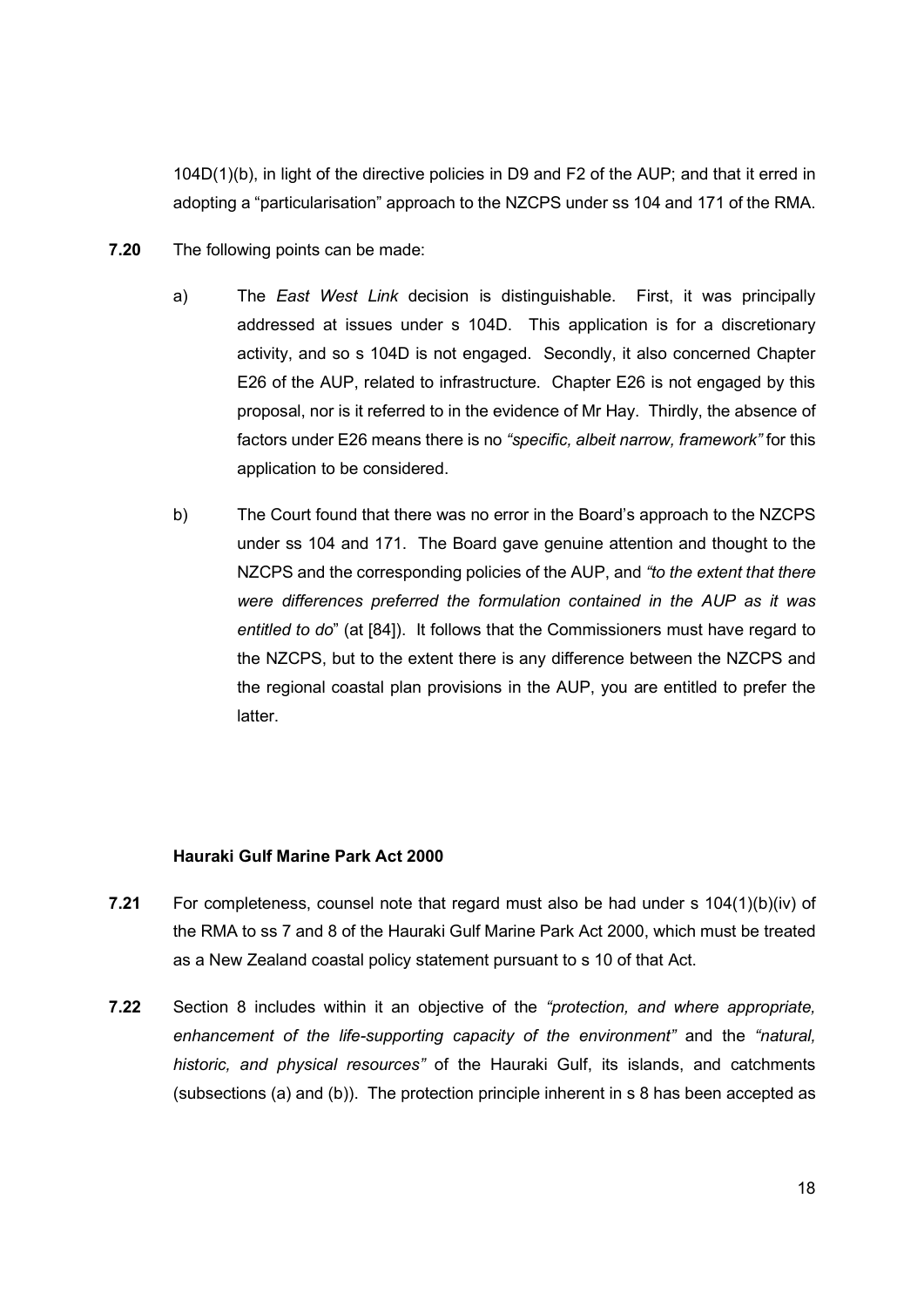104D(1)(b), in light of the directive policies in D9 and F2 of the AUP; and that it erred in adopting a "particularisation" approach to the NZCPS under ss 104 and 171 of the RMA.

**7.20** The following points can be made:

a) The *East West Link* decision is distinguishable. First, it was principally addressed at issues under s 104D. This application is for a discretionary activity, and so s 104D is not engaged. Secondly, it also concerned Chapter E26 of the AUP, related to infrastructure. Chapter E26 is not engaged by this proposal, nor is it referred to in the evidence of Mr Hay. Thirdly, the absence of factors under E26 means there is no *"specific, albeit narrow, framework"* for this application to be considered.

b) The Court found that there was no error in the Board's approach to the NZCPS under ss 104 and 171. The Board gave genuine attention and thought to the NZCPS and the corresponding policies of the AUP, and *"to the extent that there were differences preferred the formulation contained in the AUP as it was entitled to do*" (at [84]). It follows that the Commissioners must have regard to the NZCPS, but to the extent there is any difference between the NZCPS and the regional coastal plan provisions in the AUP, you are entitled to prefer the latter.

**Hauraki Gulf Marine Park Act 2000**

**7.21** For completeness, counsel note that regard must also be had under s 104(1)(b)(iv) of the RMA to ss 7 and 8 of the Hauraki Gulf Marine Park Act 2000, which must be treated as a New Zealand coastal policy statement pursuant to s 10 of that Act.

**7.22** Section 8 includes within it an objective of the *"protection, and where appropriate, enhancement of the life-supporting capacity of the environment"* and the *"natural, historic, and physical resources"* of the Hauraki Gulf, its islands, and catchments (subsections (a) and (b)). The protection principle inherent in s 8 has been accepted as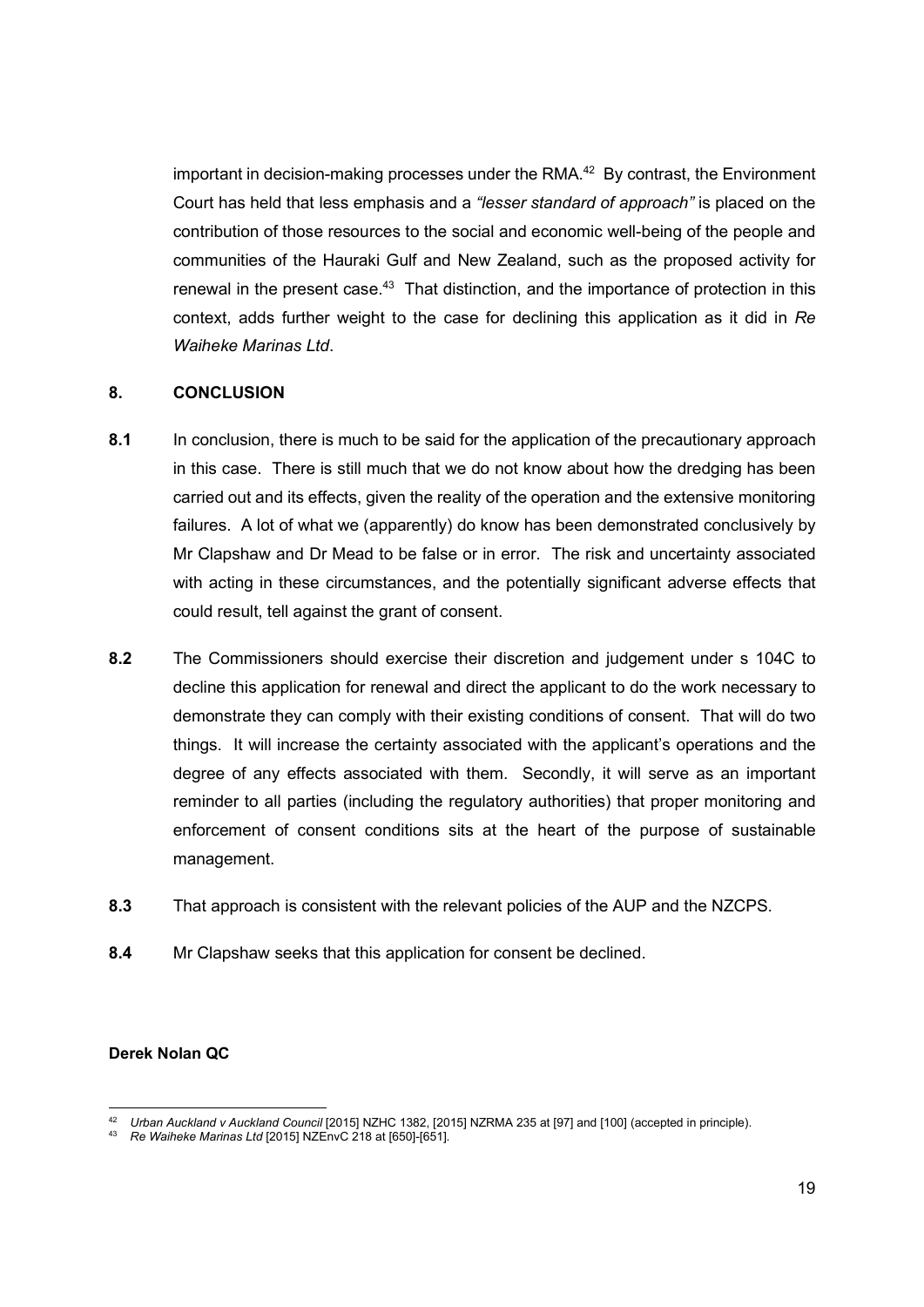important in decision-making processes under the RMA.[42] By contrast, the Environment Court has held that less emphasis and a *"lesser standard of approach"* is placed on the contribution of those resources to the social and economic well-being of the people and communities of the Hauraki Gulf and New Zealand, such as the proposed activity for renewal in the present case.[43] That distinction, and the importance of protection in this context, adds further weight to the case for declining this application as it did in *Re Waiheke Marinas Ltd*.

## 8. CONCLUSION

**8.1** In conclusion, there is much to be said for the application of the precautionary approach in this case. There is still much that we do not know about how the dredging has been carried out and its effects, given the reality of the operation and the extensive monitoring failures. A lot of what we (apparently) do know has been demonstrated conclusively by Mr Clapshaw and Dr Mead to be false or in error. The risk and uncertainty associated with acting in these circumstances, and the potentially significant adverse effects that could result, tell against the grant of consent.

**8.2** The Commissioners should exercise their discretion and judgement under s 104C to decline this application for renewal and direct the applicant to do the work necessary to demonstrate they can comply with their existing conditions of consent. That will do two things. It will increase the certainty associated with the applicant's operations and the degree of any effects associated with them. Secondly, it will serve as an important reminder to all parties (including the regulatory authorities) that proper monitoring and enforcement of consent conditions sits at the heart of the purpose of sustainable management.

**8.3** That approach is consistent with the relevant policies of the AUP and the NZCPS.

**8.4** Mr Clapshaw seeks that this application for consent be declined.

**Derek Nolan QC**

---

[42] *Urban Auckland v Auckland Council* [2015] NZHC 1382, [2015] NZRMA 235 at [97] and [100] (accepted in principle).

[43] *Re Waiheke Marinas Ltd* [2015] NZEnvC 218 at [650]-[651].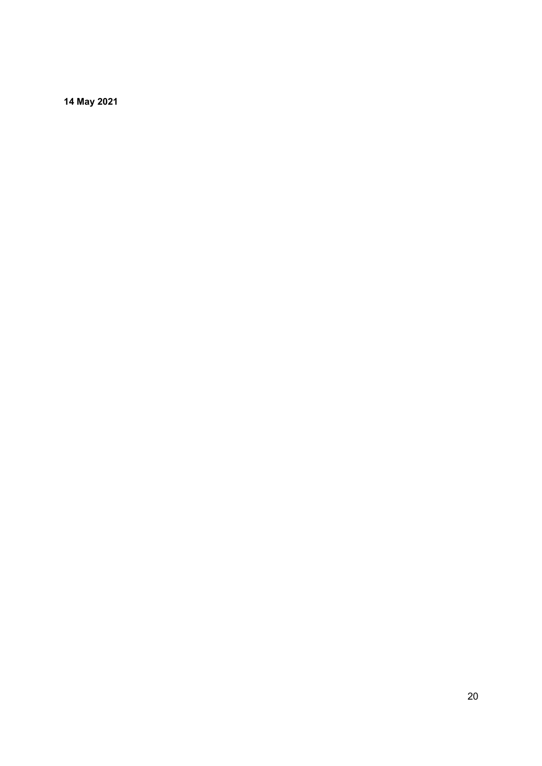**14 May 2021**